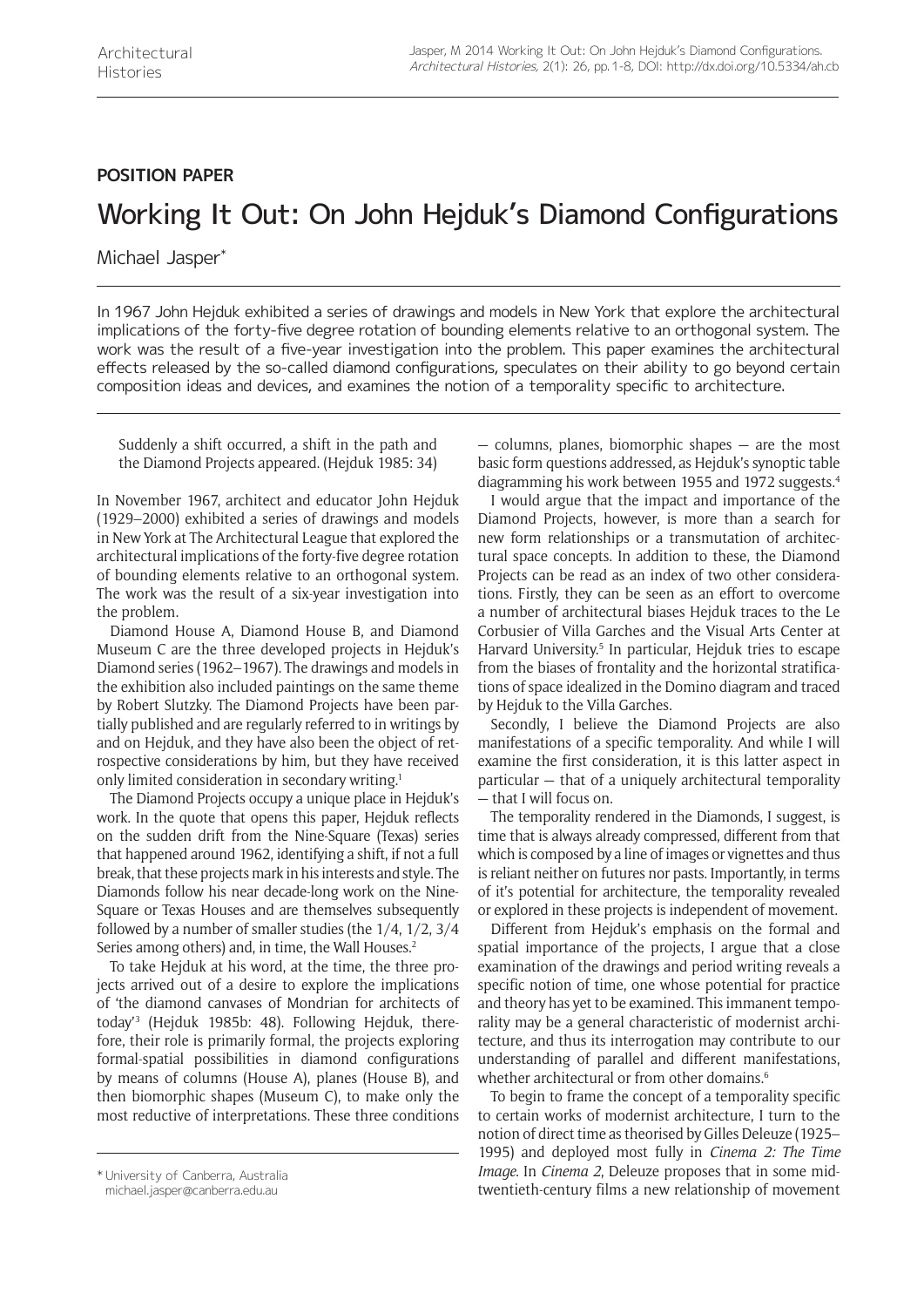POSITION PAPER

# Working It Out: On John Hejduk's Diamond Configurations

Michael Jasper*

In 1967 John Hejduk exhibited a series of drawings and models in New York that explore the architectural implications of the forty-five degree rotation of bounding elements relative to an orthogonal system. The work was the result of a five-year investigation into the problem. This paper examines the architectural effects released by the so-called diamond configurations, speculates on their ability to go beyond certain composition ideas and devices, and examines the notion of a temporality specific to architecture.

> Suddenly a shift occurred, a shift in the path and the Diamond Projects appeared. (Hejduk 1985: 34)

In November 1967, architect and educator John Hejduk (1929–2000) exhibited a series of drawings and models in New York at The Architectural League that explored the architectural implications of the forty-five degree rotation of bounding elements relative to an orthogonal system. The work was the result of a six-year investigation into the problem.

Diamond House A, Diamond House B, and Diamond Museum C are the three developed projects in Hejduk's Diamond series (1962–1967). The drawings and models in the exhibition also included paintings on the same theme by Robert Slutzky. The Diamond Projects have been partially published and are regularly referred to in writings by and on Hejduk, and they have also been the object of retrospective considerations by him, but they have received only limited consideration in secondary writing.[1]

The Diamond Projects occupy a unique place in Hejduk's work. In the quote that opens this paper, Hejduk reflects on the sudden drift from the Nine-Square (Texas) series that happened around 1962, identifying a shift, if not a full break, that these projects mark in his interests and style. The Diamonds follow his near decade-long work on the Nine-Square or Texas Houses and are themselves subsequently followed by a number of smaller studies (the 1/4, 1/2, 3/4 Series among others) and, in time, the Wall Houses.[2]

To take Hejduk at his word, at the time, the three projects arrived out of a desire to explore the implications of 'the diamond canvases of Mondrian for architects of today'[3] (Hejduk 1985b: 48). Following Hejduk, therefore, their role is primarily formal, the projects exploring formal-spatial possibilities in diamond configurations by means of columns (House A), planes (House B), and then biomorphic shapes (Museum C), to make only the most reductive of interpretations. These three conditions — columns, planes, biomorphic shapes — are the most basic form questions addressed, as Hejduk's synoptic table diagramming his work between 1955 and 1972 suggests.[4]

I would argue that the impact and importance of the Diamond Projects, however, is more than a search for new form relationships or a transmutation of architectural space concepts. In addition to these, the Diamond Projects can be read as an index of two other considerations. Firstly, they can be seen as an effort to overcome a number of architectural biases Hejduk traces to the Le Corbusier of Villa Garches and the Visual Arts Center at Harvard University.[5] In particular, Hejduk tries to escape from the biases of frontality and the horizontal stratifications of space idealized in the Domino diagram and traced by Hejduk to the Villa Garches.

Secondly, I believe the Diamond Projects are also manifestations of a specific temporality. And while I will examine the first consideration, it is this latter aspect in particular — that of a uniquely architectural temporality — that I will focus on.

The temporality rendered in the Diamonds, I suggest, is time that is always already compressed, different from that which is composed by a line of images or vignettes and thus is reliant neither on futures nor pasts. Importantly, in terms of it's potential for architecture, the temporality revealed or explored in these projects is independent of movement.

Different from Hejduk's emphasis on the formal and spatial importance of the projects, I argue that a close examination of the drawings and period writing reveals a specific notion of time, one whose potential for practice and theory has yet to be examined. This immanent temporality may be a general characteristic of modernist architecture, and thus its interrogation may contribute to our understanding of parallel and different manifestations, whether architectural or from other domains.[6]

To begin to frame the concept of a temporality specific to certain works of modernist architecture, I turn to the notion of direct time as theorised by Gilles Deleuze (1925–1995) and deployed most fully in *Cinema 2: The Time Image*. In *Cinema 2*, Deleuze proposes that in some mid-twentieth-century films a new relationship of movement

\* University of Canberra, Australia
michael.jasper@canberra.edu.au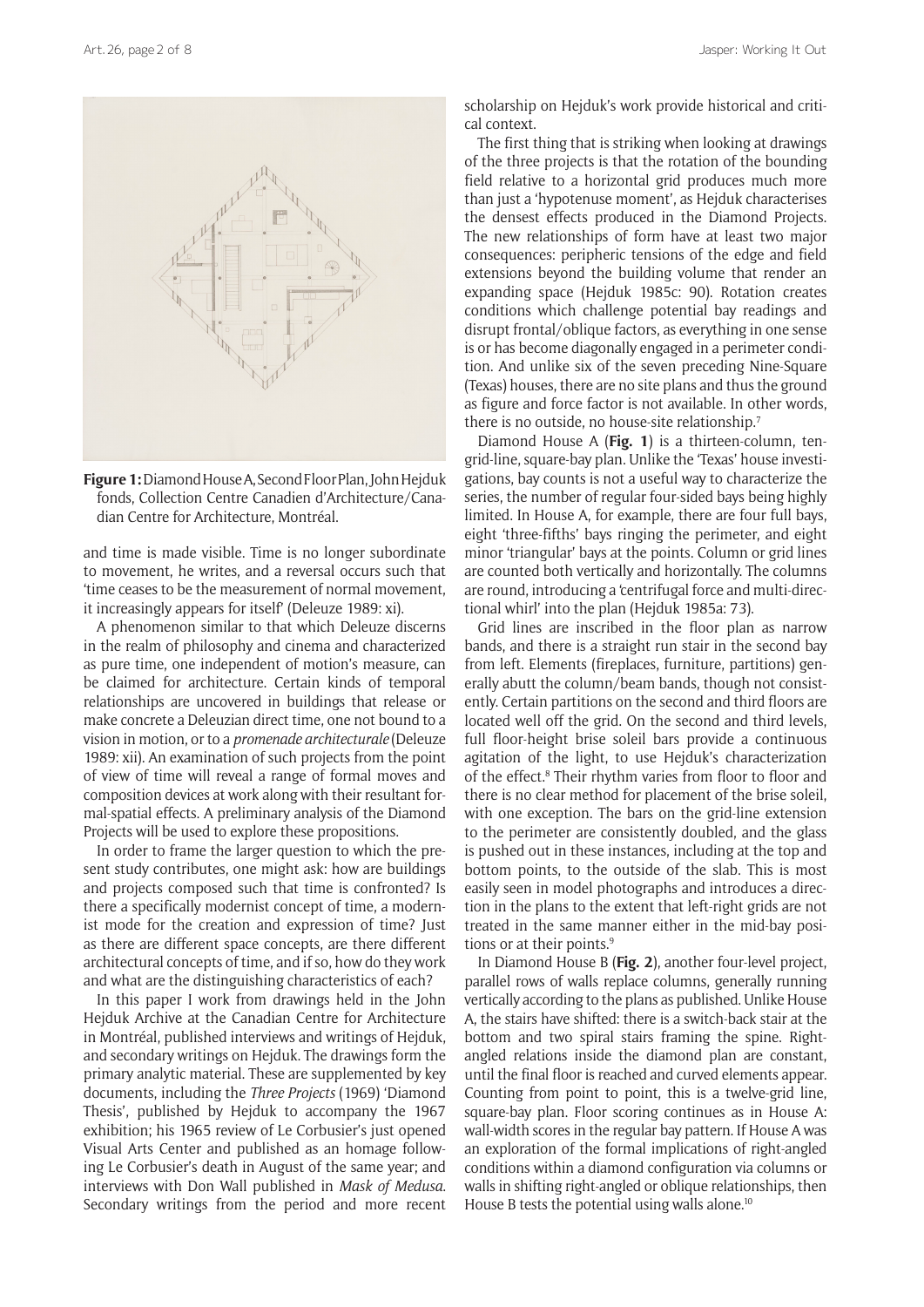Figure 1: Diamond House A, Second Floor Plan, John Hejduk fonds, Collection Centre Canadien d'Architecture/Canadian Centre for Architecture, Montréal.

and time is made visible. Time is no longer subordinate to movement, he writes, and a reversal occurs such that 'time ceases to be the measurement of normal movement, it increasingly appears for itself' (Deleuze 1989: xi).

A phenomenon similar to that which Deleuze discerns in the realm of philosophy and cinema and characterized as pure time, one independent of motion's measure, can be claimed for architecture. Certain kinds of temporal relationships are uncovered in buildings that release or make concrete a Deleuzian direct time, one not bound to a vision in motion, or to a *promenade architecturale* (Deleuze 1989: xii). An examination of such projects from the point of view of time will reveal a range of formal moves and composition devices at work along with their resultant formal-spatial effects. A preliminary analysis of the Diamond Projects will be used to explore these propositions.

In order to frame the larger question to which the present study contributes, one might ask: how are buildings and projects composed such that time is confronted? Is there a specifically modernist concept of time, a modernist mode for the creation and expression of time? Just as there are different space concepts, are there different architectural concepts of time, and if so, how do they work and what are the distinguishing characteristics of each?

In this paper I work from drawings held in the John Hejduk Archive at the Canadian Centre for Architecture in Montréal, published interviews and writings of Hejduk, and secondary writings on Hejduk. The drawings form the primary analytic material. These are supplemented by key documents, including the *Three Projects* (1969) 'Diamond Thesis', published by Hejduk to accompany the 1967 exhibition; his 1965 review of Le Corbusier's just opened Visual Arts Center and published as an homage following Le Corbusier's death in August of the same year; and interviews with Don Wall published in *Mask of Medusa*. Secondary writings from the period and more recent scholarship on Hejduk's work provide historical and critical context.

The first thing that is striking when looking at drawings of the three projects is that the rotation of the bounding field relative to a horizontal grid produces much more than just a 'hypotenuse moment', as Hejduk characterises the densest effects produced in the Diamond Projects. The new relationships of form have at least two major consequences: peripheric tensions of the edge and field extensions beyond the building volume that render an expanding space (Hejduk 1985c: 90). Rotation creates conditions which challenge potential bay readings and disrupt frontal/oblique factors, as everything in one sense is or has become diagonally engaged in a perimeter condition. And unlike six of the seven preceding Nine-Square (Texas) houses, there are no site plans and thus the ground as figure and force factor is not available. In other words, there is no outside, no house-site relationship.[7]

Diamond House A (**Fig. 1**) is a thirteen-column, ten-grid-line, square-bay plan. Unlike the 'Texas' house investigations, bay counts is not a useful way to characterize the series, the number of regular four-sided bays being highly limited. In House A, for example, there are four full bays, eight 'three-fifths' bays ringing the perimeter, and eight minor 'triangular' bays at the points. Column or grid lines are counted both vertically and horizontally. The columns are round, introducing a 'centrifugal force and multi-directional whirl' into the plan (Hejduk 1985a: 73).

Grid lines are inscribed in the floor plan as narrow bands, and there is a straight run stair in the second bay from left. Elements (fireplaces, furniture, partitions) generally abutt the column/beam bands, though not consistently. Certain partitions on the second and third floors are located well off the grid. On the second and third levels, full floor-height brise soleil bars provide a continuous agitation of the light, to use Hejduk's characterization of the effect.[8] Their rhythm varies from floor to floor and there is no clear method for placement of the brise soleil, with one exception. The bars on the grid-line extension to the perimeter are consistently doubled, and the glass is pushed out in these instances, including at the top and bottom points, to the outside of the slab. This is most easily seen in model photographs and introduces a direction in the plans to the extent that left-right grids are not treated in the same manner either in the mid-bay positions or at their points.[9]

In Diamond House B (**Fig. 2**), another four-level project, parallel rows of walls replace columns, generally running vertically according to the plans as published. Unlike House A, the stairs have shifted: there is a switch-back stair at the bottom and two spiral stairs framing the spine. Right-angled relations inside the diamond plan are constant, until the final floor is reached and curved elements appear. Counting from point to point, this is a twelve-grid line, square-bay plan. Floor scoring continues as in House A: wall-width scores in the regular bay pattern. If House A was an exploration of the formal implications of right-angled conditions within a diamond configuration via columns or walls in shifting right-angled or oblique relationships, then House B tests the potential using walls alone.[10]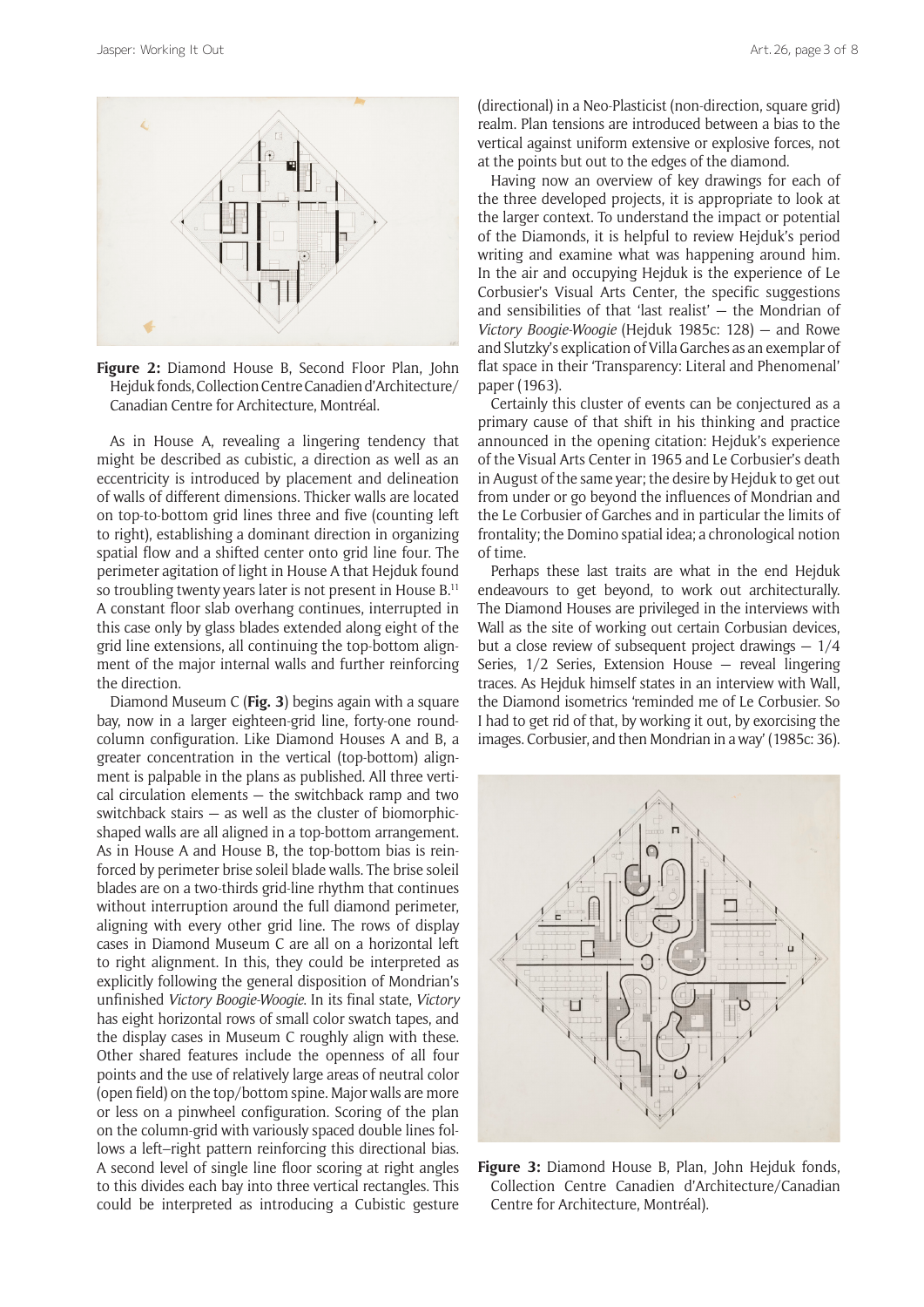**Figure 2:** Diamond House B, Second Floor Plan, John Hejduk fonds, Collection Centre Canadien d'Architecture/Canadian Centre for Architecture, Montréal.

As in House A, revealing a lingering tendency that might be described as cubistic, a direction as well as an eccentricity is introduced by placement and delineation of walls of different dimensions. Thicker walls are located on top-to-bottom grid lines three and five (counting left to right), establishing a dominant direction in organizing spatial flow and a shifted center onto grid line four. The perimeter agitation of light in House A that Hejduk found so troubling twenty years later is not present in House B.[11] A constant floor slab overhang continues, interrupted in this case only by glass blades extended along eight of the grid line extensions, all continuing the top-bottom alignment of the major internal walls and further reinforcing the direction.

Diamond Museum C (**Fig. 3**) begins again with a square bay, now in a larger eighteen-grid line, forty-one round-column configuration. Like Diamond Houses A and B, a greater concentration in the vertical (top-bottom) alignment is palpable in the plans as published. All three vertical circulation elements — the switchback ramp and two switchback stairs — as well as the cluster of biomorphic-shaped walls are all aligned in a top-bottom arrangement. As in House A and House B, the top-bottom bias is reinforced by perimeter brise soleil blade walls. The brise soleil blades are on a two-thirds grid-line rhythm that continues without interruption around the full diamond perimeter, aligning with every other grid line. The rows of display cases in Diamond Museum C are all on a horizontal left to right alignment. In this, they could be interpreted as explicitly following the general disposition of Mondrian's unfinished *Victory Boogie-Woogie*. In its final state, *Victory* has eight horizontal rows of small color swatch tapes, and the display cases in Museum C roughly align with these. Other shared features include the openness of all four points and the use of relatively large areas of neutral color (open field) on the top/bottom spine. Major walls are more or less on a pinwheel configuration. Scoring of the plan on the column-grid with variously spaced double lines follows a left–right pattern reinforcing this directional bias. A second level of single line floor scoring at right angles to this divides each bay into three vertical rectangles. This could be interpreted as introducing a Cubistic gesture (directional) in a Neo-Plasticist (non-direction, square grid) realm. Plan tensions are introduced between a bias to the vertical against uniform extensive or explosive forces, not at the points but out to the edges of the diamond.

Having now an overview of key drawings for each of the three developed projects, it is appropriate to look at the larger context. To understand the impact or potential of the Diamonds, it is helpful to review Hejduk's period writing and examine what was happening around him. In the air and occupying Hejduk is the experience of Le Corbusier's Visual Arts Center, the specific suggestions and sensibilities of that 'last realist' — the Mondrian of *Victory Boogie-Woogie* (Hejduk 1985c: 128) — and Rowe and Slutzky's explication of Villa Garches as an exemplar of flat space in their 'Transparency: Literal and Phenomenal' paper (1963).

Certainly this cluster of events can be conjectured as a primary cause of that shift in his thinking and practice announced in the opening citation: Hejduk's experience of the Visual Arts Center in 1965 and Le Corbusier's death in August of the same year; the desire by Hejduk to get out from under or go beyond the influences of Mondrian and the Le Corbusier of Garches and in particular the limits of frontality; the Domino spatial idea; a chronological notion of time.

Perhaps these last traits are what in the end Hejduk endeavours to get beyond, to work out architecturally. The Diamond Houses are privileged in the interviews with Wall as the site of working out certain Corbusian devices, but a close review of subsequent project drawings — 1/4 Series, 1/2 Series, Extension House — reveal lingering traces. As Hejduk himself states in an interview with Wall, the Diamond isometrics 'reminded me of Le Corbusier. So I had to get rid of that, by working it out, by exorcising the images. Corbusier, and then Mondrian in a way' (1985c: 36).

**Figure 3:** Diamond House B, Plan, John Hejduk fonds, Collection Centre Canadien d'Architecture/Canadian Centre for Architecture, Montréal).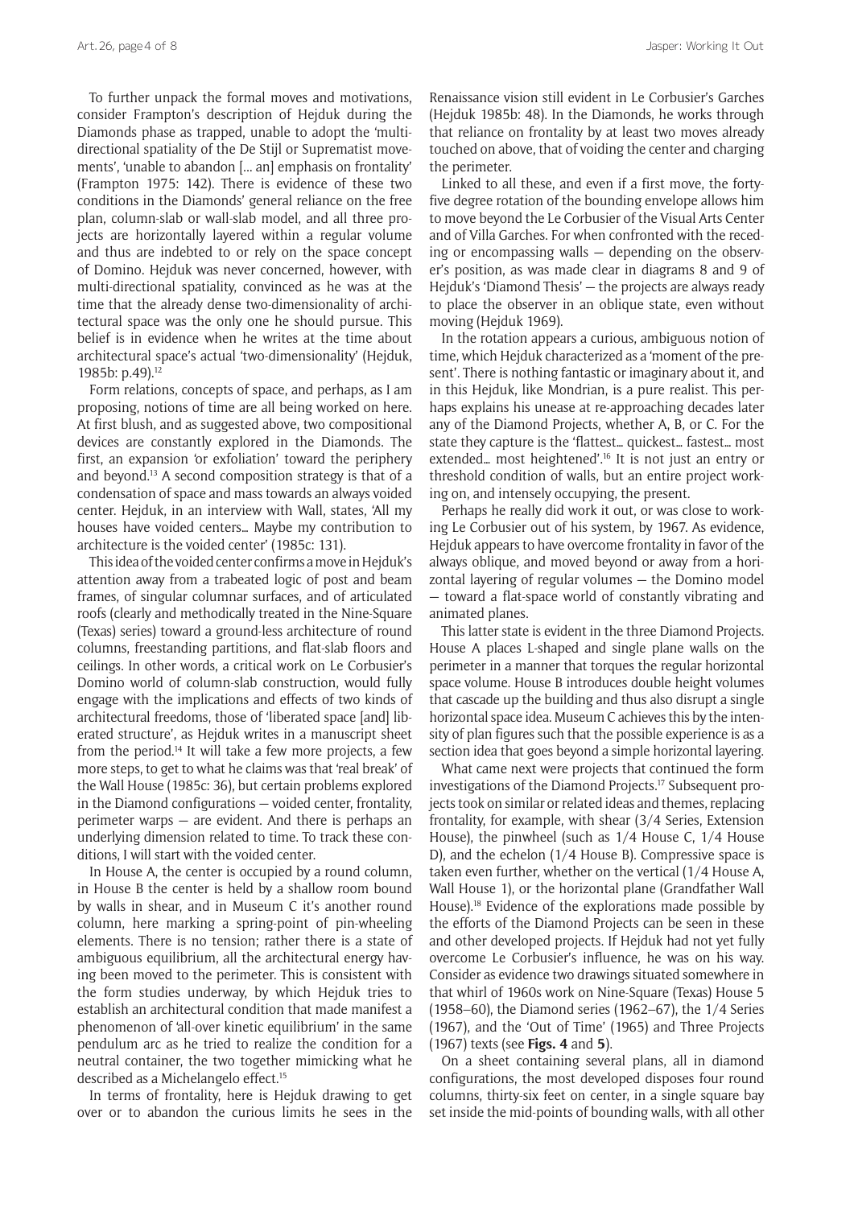To further unpack the formal moves and motivations, consider Frampton's description of Hejduk during the Diamonds phase as trapped, unable to adopt the 'multi-directional spatiality of the De Stijl or Suprematist movements', 'unable to abandon [… an] emphasis on frontality' (Frampton 1975: 142). There is evidence of these two conditions in the Diamonds' general reliance on the free plan, column-slab or wall-slab model, and all three projects are horizontally layered within a regular volume and thus are indebted to or rely on the space concept of Domino. Hejduk was never concerned, however, with multi-directional spatiality, convinced as he was at the time that the already dense two-dimensionality of architectural space was the only one he should pursue. This belief is in evidence when he writes at the time about architectural space's actual 'two-dimensionality' (Hejduk, 1985b: p.49).[12]

Form relations, concepts of space, and perhaps, as I am proposing, notions of time are all being worked on here. At first blush, and as suggested above, two compositional devices are constantly explored in the Diamonds. The first, an expansion 'or exfoliation' toward the periphery and beyond.[13] A second composition strategy is that of a condensation of space and mass towards an always voided center. Hejduk, in an interview with Wall, states, 'All my houses have voided centers… Maybe my contribution to architecture is the voided center' (1985c: 131).

This idea of the voided center confirms a move in Hejduk's attention away from a trabeated logic of post and beam frames, of singular columnar surfaces, and of articulated roofs (clearly and methodically treated in the Nine-Square (Texas) series) toward a ground-less architecture of round columns, freestanding partitions, and flat-slab floors and ceilings. In other words, a critical work on Le Corbusier's Domino world of column-slab construction, would fully engage with the implications and effects of two kinds of architectural freedoms, those of 'liberated space [and] liberated structure', as Hejduk writes in a manuscript sheet from the period.[14] It will take a few more projects, a few more steps, to get to what he claims was that 'real break' of the Wall House (1985c: 36), but certain problems explored in the Diamond configurations — voided center, frontality, perimeter warps — are evident. And there is perhaps an underlying dimension related to time. To track these conditions, I will start with the voided center.

In House A, the center is occupied by a round column, in House B the center is held by a shallow room bound by walls in shear, and in Museum C it's another round column, here marking a spring-point of pin-wheeling elements. There is no tension; rather there is a state of ambiguous equilibrium, all the architectural energy having been moved to the perimeter. This is consistent with the form studies underway, by which Hejduk tries to establish an architectural condition that made manifest a phenomenon of 'all-over kinetic equilibrium' in the same pendulum arc as he tried to realize the condition for a neutral container, the two together mimicking what he described as a Michelangelo effect.[15]

In terms of frontality, here is Hejduk drawing to get over or to abandon the curious limits he sees in the Renaissance vision still evident in Le Corbusier's Garches (Hejduk 1985b: 48). In the Diamonds, he works through that reliance on frontality by at least two moves already touched on above, that of voiding the center and charging the perimeter.

Linked to all these, and even if a first move, the forty-five degree rotation of the bounding envelope allows him to move beyond the Le Corbusier of the Visual Arts Center and of Villa Garches. For when confronted with the receding or encompassing walls — depending on the observer's position, as was made clear in diagrams 8 and 9 of Hejduk's 'Diamond Thesis' — the projects are always ready to place the observer in an oblique state, even without moving (Hejduk 1969).

In the rotation appears a curious, ambiguous notion of time, which Hejduk characterized as a 'moment of the present'. There is nothing fantastic or imaginary about it, and in this Hejduk, like Mondrian, is a pure realist. This perhaps explains his unease at re-approaching decades later any of the Diamond Projects, whether A, B, or C. For the state they capture is the 'flattest… quickest… fastest… most extended… most heightened'.[16] It is not just an entry or threshold condition of walls, but an entire project working on, and intensely occupying, the present.

Perhaps he really did work it out, or was close to working Le Corbusier out of his system, by 1967. As evidence, Hejduk appears to have overcome frontality in favor of the always oblique, and moved beyond or away from a horizontal layering of regular volumes — the Domino model — toward a flat-space world of constantly vibrating and animated planes.

This latter state is evident in the three Diamond Projects. House A places L-shaped and single plane walls on the perimeter in a manner that torques the regular horizontal space volume. House B introduces double height volumes that cascade up the building and thus also disrupt a single horizontal space idea. Museum C achieves this by the intensity of plan figures such that the possible experience is as a section idea that goes beyond a simple horizontal layering.

What came next were projects that continued the form investigations of the Diamond Projects.[17] Subsequent projects took on similar or related ideas and themes, replacing frontality, for example, with shear (3/4 Series, Extension House), the pinwheel (such as 1/4 House C, 1/4 House D), and the echelon (1/4 House B). Compressive space is taken even further, whether on the vertical (1/4 House A, Wall House 1), or the horizontal plane (Grandfather Wall House).[18] Evidence of the explorations made possible by the efforts of the Diamond Projects can be seen in these and other developed projects. If Hejduk had not yet fully overcome Le Corbusier's influence, he was on his way. Consider as evidence two drawings situated somewhere in that whirl of 1960s work on Nine-Square (Texas) House 5 (1958–60), the Diamond series (1962–67), the 1/4 Series (1967), and the 'Out of Time' (1965) and Three Projects (1967) texts (see **Figs. 4** and **5**).

On a sheet containing several plans, all in diamond configurations, the most developed disposes four round columns, thirty-six feet on center, in a single square bay set inside the mid-points of bounding walls, with all other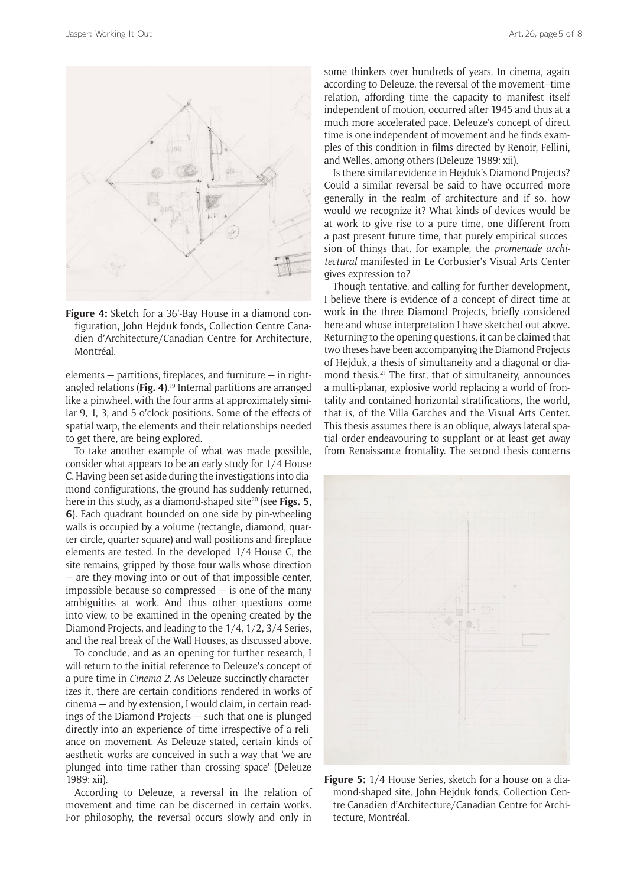**Figure 4:** Sketch for a 36′-Bay House in a diamond configuration, John Hejduk fonds, Collection Centre Canadien d'Architecture/Canadian Centre for Architecture, Montréal.

elements — partitions, fireplaces, and furniture — in right-angled relations (**Fig. 4**).[19] Internal partitions are arranged like a pinwheel, with the four arms at approximately similar 9, 1, 3, and 5 o'clock positions. Some of the effects of spatial warp, the elements and their relationships needed to get there, are being explored.

To take another example of what was made possible, consider what appears to be an early study for 1/4 House C. Having been set aside during the investigations into diamond configurations, the ground has suddenly returned, here in this study, as a diamond-shaped site[20] (see **Figs. 5**, **6**). Each quadrant bounded on one side by pin-wheeling walls is occupied by a volume (rectangle, diamond, quarter circle, quarter square) and wall positions and fireplace elements are tested. In the developed 1/4 House C, the site remains, gripped by those four walls whose direction — are they moving into or out of that impossible center, impossible because so compressed — is one of the many ambiguities at work. And thus other questions come into view, to be examined in the opening created by the Diamond Projects, and leading to the 1/4, 1/2, 3/4 Series, and the real break of the Wall Houses, as discussed above.

To conclude, and as an opening for further research, I will return to the initial reference to Deleuze's concept of a pure time in *Cinema 2*. As Deleuze succinctly characterizes it, there are certain conditions rendered in works of cinema — and by extension, I would claim, in certain readings of the Diamond Projects — such that one is plunged directly into an experience of time irrespective of a reliance on movement. As Deleuze stated, certain kinds of aesthetic works are conceived in such a way that 'we are plunged into time rather than crossing space' (Deleuze 1989: xii).

According to Deleuze, a reversal in the relation of movement and time can be discerned in certain works. For philosophy, the reversal occurs slowly and only in some thinkers over hundreds of years. In cinema, again according to Deleuze, the reversal of the movement–time relation, affording time the capacity to manifest itself independent of motion, occurred after 1945 and thus at a much more accelerated pace. Deleuze's concept of direct time is one independent of movement and he finds examples of this condition in films directed by Renoir, Fellini, and Welles, among others (Deleuze 1989: xii).

Is there similar evidence in Hejduk's Diamond Projects? Could a similar reversal be said to have occurred more generally in the realm of architecture and if so, how would we recognize it? What kinds of devices would be at work to give rise to a pure time, one different from a past-present-future time, that purely empirical succession of things that, for example, the *promenade architectural* manifested in Le Corbusier's Visual Arts Center gives expression to?

Though tentative, and calling for further development, I believe there is evidence of a concept of direct time at work in the three Diamond Projects, briefly considered here and whose interpretation I have sketched out above. Returning to the opening questions, it can be claimed that two theses have been accompanying the Diamond Projects of Hejduk, a thesis of simultaneity and a diagonal or diamond thesis.[21] The first, that of simultaneity, announces a multi-planar, explosive world replacing a world of frontality and contained horizontal stratifications, the world, that is, of the Villa Garches and the Visual Arts Center. This thesis assumes there is an oblique, always lateral spatial order endeavouring to supplant or at least get away from Renaissance frontality. The second thesis concerns

**Figure 5:** 1/4 House Series, sketch for a house on a diamond-shaped site, John Hejduk fonds, Collection Centre Canadien d'Architecture/Canadian Centre for Architecture, Montréal.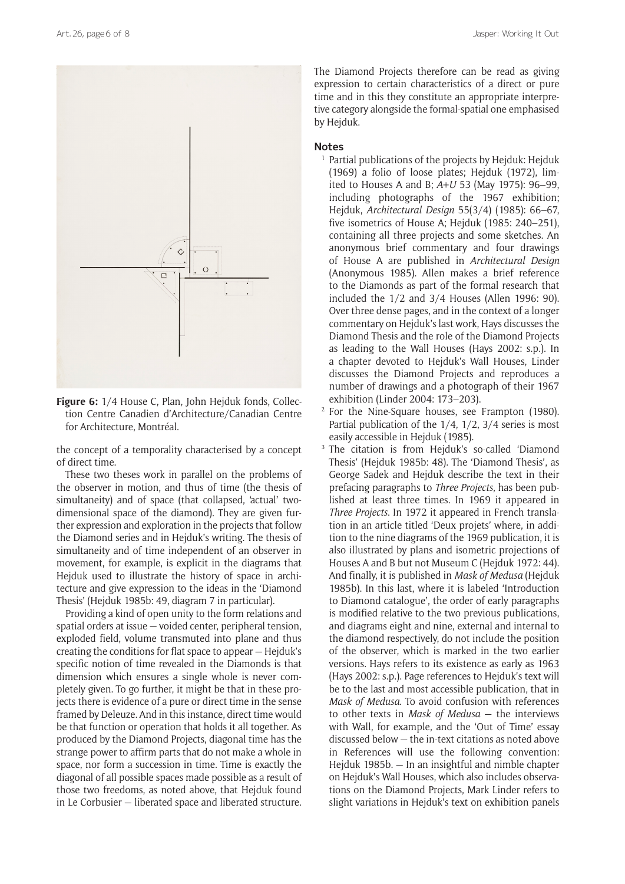Figure 6: 1/4 House C, Plan, John Hejduk fonds, Collection Centre Canadien d'Architecture/Canadian Centre for Architecture, Montréal.

the concept of a temporality characterised by a concept of direct time.

These two theses work in parallel on the problems of the observer in motion, and thus of time (the thesis of simultaneity) and of space (that collapsed, 'actual' two-dimensional space of the diamond). They are given further expression and exploration in the projects that follow the Diamond series and in Hejduk's writing. The thesis of simultaneity and of time independent of an observer in movement, for example, is explicit in the diagrams that Hejduk used to illustrate the history of space in architecture and give expression to the ideas in the 'Diamond Thesis' (Hejduk 1985b: 49, diagram 7 in particular).

Providing a kind of open unity to the form relations and spatial orders at issue — voided center, peripheral tension, exploded field, volume transmuted into plane and thus creating the conditions for flat space to appear — Hejduk's specific notion of time revealed in the Diamonds is that dimension which ensures a single whole is never completely given. To go further, it might be that in these projects there is evidence of a pure or direct time in the sense framed by Deleuze. And in this instance, direct time would be that function or operation that holds it all together. As produced by the Diamond Projects, diagonal time has the strange power to affirm parts that do not make a whole in space, nor form a succession in time. Time is exactly the diagonal of all possible spaces made possible as a result of those two freedoms, as noted above, that Hejduk found in Le Corbusier — liberated space and liberated structure.

The Diamond Projects therefore can be read as giving expression to certain characteristics of a direct or pure time and in this they constitute an appropriate interpretive category alongside the formal-spatial one emphasised by Hejduk.

## Notes

1. Partial publications of the projects by Hejduk: Hejduk (1969) a folio of loose plates; Hejduk (1972), limited to Houses A and B; *A+U* 53 (May 1975): 96–99, including photographs of the 1967 exhibition; Hejduk, *Architectural Design* 55(3/4) (1985): 66–67, five isometrics of House A; Hejduk (1985: 240–251), containing all three projects and some sketches. An anonymous brief commentary and four drawings of House A are published in *Architectural Design* (Anonymous 1985). Allen makes a brief reference to the Diamonds as part of the formal research that included the 1/2 and 3/4 Houses (Allen 1996: 90). Over three dense pages, and in the context of a longer commentary on Hejduk's last work, Hays discusses the Diamond Thesis and the role of the Diamond Projects as leading to the Wall Houses (Hays 2002: s.p.). In a chapter devoted to Hejduk's Wall Houses, Linder discusses the Diamond Projects and reproduces a number of drawings and a photograph of their 1967 exhibition (Linder 2004: 173–203).
2. For the Nine-Square houses, see Frampton (1980). Partial publication of the 1/4, 1/2, 3/4 series is most easily accessible in Hejduk (1985).
3. The citation is from Hejduk's so-called 'Diamond Thesis' (Hejduk 1985b: 48). The 'Diamond Thesis', as George Sadek and Hejduk describe the text in their prefacing paragraphs to *Three Projects*, has been published at least three times. In 1969 it appeared in *Three Projects*. In 1972 it appeared in French translation in an article titled 'Deux projets' where, in addition to the nine diagrams of the 1969 publication, it is also illustrated by plans and isometric projections of Houses A and B but not Museum C (Hejduk 1972: 44). And finally, it is published in *Mask of Medusa* (Hejduk 1985b). In this last, where it is labeled 'Introduction to Diamond catalogue', the order of early paragraphs is modified relative to the two previous publications, and diagrams eight and nine, external and internal to the diamond respectively, do not include the position of the observer, which is marked in the two earlier versions. Hays refers to its existence as early as 1963 (Hays 2002: s.p.). Page references to Hejduk's text will be to the last and most accessible publication, that in *Mask of Medusa*. To avoid confusion with references to other texts in *Mask of Medusa* — the interviews with Wall, for example, and the 'Out of Time' essay discussed below — the in-text citations as noted above in References will use the following convention: Hejduk 1985b. — In an insightful and nimble chapter on Hejduk's Wall Houses, which also includes observations on the Diamond Projects, Mark Linder refers to slight variations in Hejduk's text on exhibition panels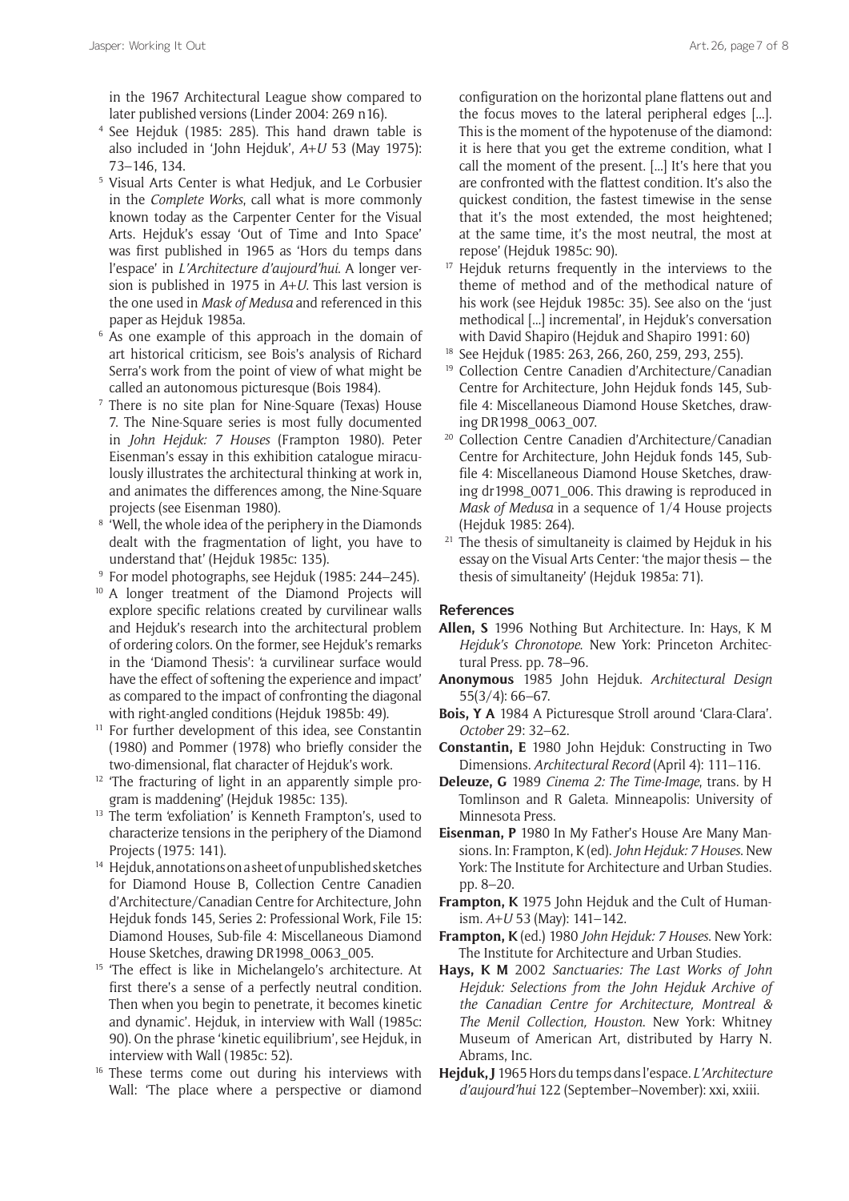in the 1967 Architectural League show compared to later published versions (Linder 2004: 269 n16).

[4] See Hejduk (1985: 285). This hand drawn table is also included in 'John Hejduk', *A+U* 53 (May 1975): 73–146, 134.

[5] Visual Arts Center is what Hedjuk, and Le Corbusier in the *Complete Works*, call what is more commonly known today as the Carpenter Center for the Visual Arts. Hejduk's essay 'Out of Time and Into Space' was first published in 1965 as 'Hors du temps dans l'espace' in *L'Architecture d'aujourd'hui*. A longer version is published in 1975 in *A+U*. This last version is the one used in *Mask of Medusa* and referenced in this paper as Hejduk 1985a.

[6] As one example of this approach in the domain of art historical criticism, see Bois's analysis of Richard Serra's work from the point of view of what might be called an autonomous picturesque (Bois 1984).

[7] There is no site plan for Nine-Square (Texas) House 7. The Nine-Square series is most fully documented in *John Hejduk: 7 Houses* (Frampton 1980). Peter Eisenman's essay in this exhibition catalogue miraculously illustrates the architectural thinking at work in, and animates the differences among, the Nine-Square projects (see Eisenman 1980).

[8] 'Well, the whole idea of the periphery in the Diamonds dealt with the fragmentation of light, you have to understand that' (Hejduk 1985c: 135).

[9] For model photographs, see Hejduk (1985: 244–245).

[10] A longer treatment of the Diamond Projects will explore specific relations created by curvilinear walls and Hejduk's research into the architectural problem of ordering colors. On the former, see Hejduk's remarks in the 'Diamond Thesis': 'a curvilinear surface would have the effect of softening the experience and impact' as compared to the impact of confronting the diagonal with right-angled conditions (Hejduk 1985b: 49).

[11] For further development of this idea, see Constantin (1980) and Pommer (1978) who briefly consider the two-dimensional, flat character of Hejduk's work.

[12] 'The fracturing of light in an apparently simple program is maddening' (Hejduk 1985c: 135).

[13] The term 'exfoliation' is Kenneth Frampton's, used to characterize tensions in the periphery of the Diamond Projects (1975: 141).

[14] Hejduk, annotations on a sheet of unpublished sketches for Diamond House B, Collection Centre Canadien d'Architecture/Canadian Centre for Architecture, John Hejduk fonds 145, Series 2: Professional Work, File 15: Diamond Houses, Sub-file 4: Miscellaneous Diamond House Sketches, drawing DR1998_0063_005.

[15] 'The effect is like in Michelangelo's architecture. At first there's a sense of a perfectly neutral condition. Then when you begin to penetrate, it becomes kinetic and dynamic'. Hejduk, in interview with Wall (1985c: 90). On the phrase 'kinetic equilibrium', see Hejduk, in interview with Wall (1985c: 52).

[16] These terms come out during his interviews with Wall: 'The place where a perspective or diamond configuration on the horizontal plane flattens out and the focus moves to the lateral peripheral edges [...]. This is the moment of the hypotenuse of the diamond: it is here that you get the extreme condition, what I call the moment of the present. [...] It's here that you are confronted with the flattest condition. It's also the quickest condition, the fastest timewise in the sense that it's the most extended, the most heightened; at the same time, it's the most neutral, the most at repose' (Hejduk 1985c: 90).

[17] Hejduk returns frequently in the interviews to the theme of method and of the methodical nature of his work (see Hejduk 1985c: 35). See also on the 'just methodical [...] incremental', in Hejduk's conversation with David Shapiro (Hejduk and Shapiro 1991: 60)

[18] See Hejduk (1985: 263, 266, 260, 259, 293, 255).

[19] Collection Centre Canadien d'Architecture/Canadian Centre for Architecture, John Hejduk fonds 145, Sub-file 4: Miscellaneous Diamond House Sketches, drawing DR1998_0063_007.

[20] Collection Centre Canadien d'Architecture/Canadian Centre for Architecture, John Hejduk fonds 145, Sub-file 4: Miscellaneous Diamond House Sketches, drawing dr1998_0071_006. This drawing is reproduced in *Mask of Medusa* in a sequence of 1/4 House projects (Hejduk 1985: 264).

[21] The thesis of simultaneity is claimed by Hejduk in his essay on the Visual Arts Center: 'the major thesis — the thesis of simultaneity' (Hejduk 1985a: 71).

## References

**Allen, S** 1996 Nothing But Architecture. In: Hays, K M *Hejduk's Chronotope*. New York: Princeton Architectural Press. pp. 78–96.

**Anonymous** 1985 John Hejduk. *Architectural Design* 55(3/4): 66–67.

**Bois, Y A** 1984 A Picturesque Stroll around 'Clara-Clara'. *October* 29: 32–62.

**Constantin, E** 1980 John Hejduk: Constructing in Two Dimensions. *Architectural Record* (April 4): 111–116.

**Deleuze, G** 1989 *Cinema 2: The Time-Image*, trans. by H Tomlinson and R Galeta. Minneapolis: University of Minnesota Press.

**Eisenman, P** 1980 In My Father's House Are Many Mansions. In: Frampton, K (ed). *John Hejduk: 7 Houses*. New York: The Institute for Architecture and Urban Studies. pp. 8–20.

**Frampton, K** 1975 John Hejduk and the Cult of Humanism. *A+U* 53 (May): 141–142.

**Frampton, K** (ed.) 1980 *John Hejduk: 7 Houses*. New York: The Institute for Architecture and Urban Studies.

**Hays, K M** 2002 *Sanctuaries: The Last Works of John Hejduk: Selections from the John Hejduk Archive of the Canadian Centre for Architecture, Montreal & The Menil Collection, Houston*. New York: Whitney Museum of American Art, distributed by Harry N. Abrams, Inc.

**Hejduk, J** 1965 Hors du temps dans l'espace. *L'Architecture d'aujourd'hui* 122 (September–November): xxi, xxiii.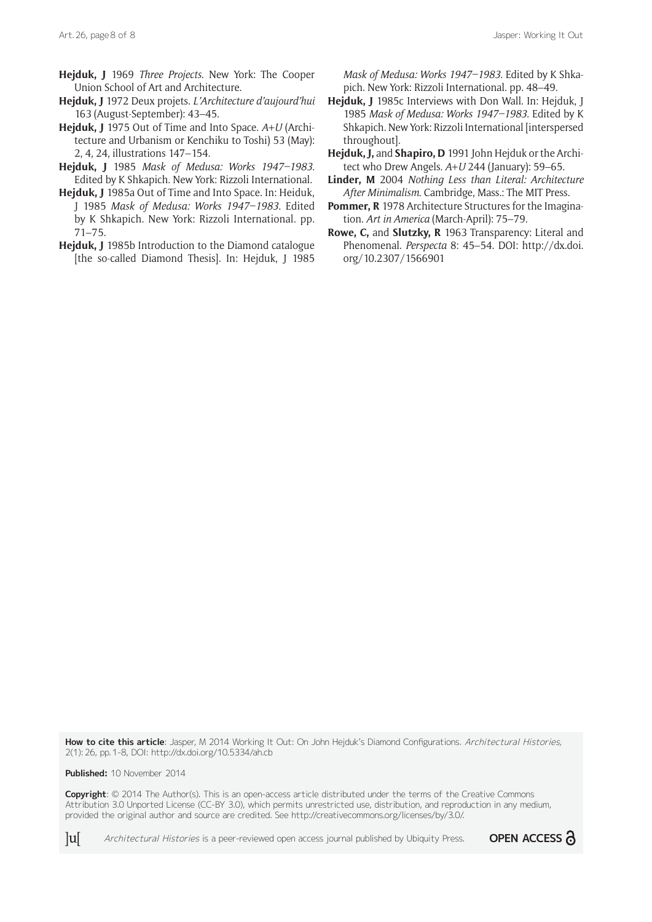**Hejduk, J** 1969 *Three Projects*. New York: The Cooper Union School of Art and Architecture.

**Hejduk, J** 1972 Deux projets. *L'Architecture d'aujourd'hui* 163 (August-September): 43–45.

**Hejduk, J** 1975 Out of Time and Into Space. *A+U* (Architecture and Urbanism or Kenchiku to Toshi) 53 (May): 2, 4, 24, illustrations 147–154.

**Hejduk, J** 1985 *Mask of Medusa: Works 1947–1983*. Edited by K Shkapich. New York: Rizzoli International.

**Hejduk, J** 1985a Out of Time and Into Space. In: Heiduk, J 1985 *Mask of Medusa: Works 1947–1983*. Edited by K Shkapich. New York: Rizzoli International. pp. 71–75.

**Hejduk, J** 1985b Introduction to the Diamond catalogue [the so-called Diamond Thesis]. In: Hejduk, J 1985 *Mask of Medusa: Works 1947–1983*. Edited by K Shkapich. New York: Rizzoli International. pp. 48–49.

**Hejduk, J** 1985c Interviews with Don Wall. In: Hejduk, J 1985 *Mask of Medusa: Works 1947–1983*. Edited by K Shkapich. New York: Rizzoli International [interspersed throughout].

**Hejduk, J,** and **Shapiro, D** 1991 John Hejduk or the Architect who Drew Angels. *A+U* 244 (January): 59–65.

**Linder, M** 2004 *Nothing Less than Literal: Architecture After Minimalism*. Cambridge, Mass.: The MIT Press.

**Pommer, R** 1978 Architecture Structures for the Imagination. *Art in America* (March-April): 75–79.

**Rowe, C,** and **Slutzky, R** 1963 Transparency: Literal and Phenomenal. *Perspecta* 8: 45–54. DOI: http://dx.doi.org/10.2307/1566901

**How to cite this article**: Jasper, M 2014 Working It Out: On John Hejduk's Diamond Configurations. *Architectural Histories*, 2(1): 26, pp. 1-8, DOI: http://dx.doi.org/10.5334/ah.cb

**Published:** 10 November 2014

**Copyright**: © 2014 The Author(s). This is an open-access article distributed under the terms of the Creative Commons Attribution 3.0 Unported License (CC-BY 3.0), which permits unrestricted use, distribution, and reproduction in any medium, provided the original author and source are credited. See http://creativecommons.org/licenses/by/3.0/.

*Architectural Histories* is a peer-reviewed open access journal published by Ubiquity Press.

**OPEN ACCESS**